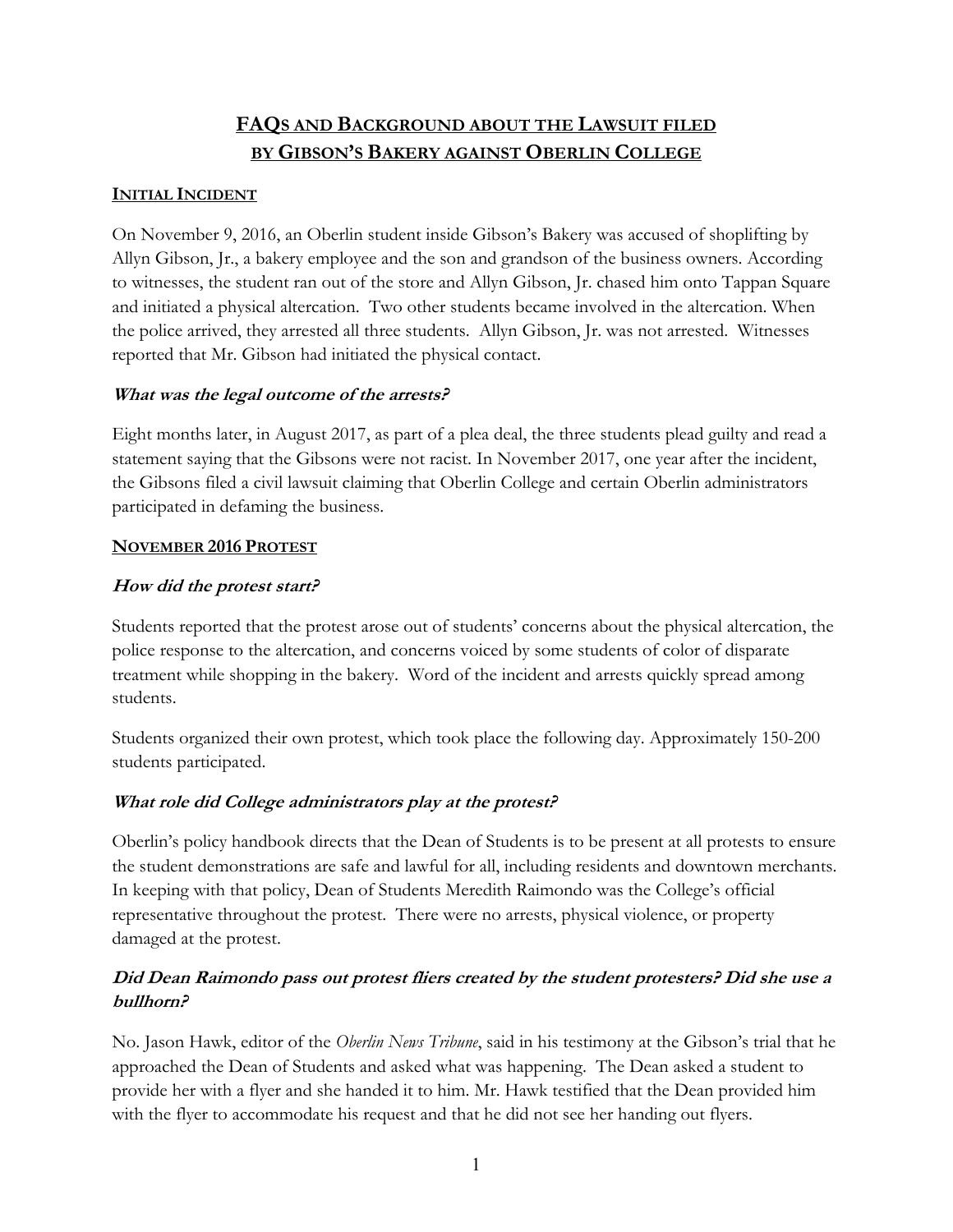# FAQs and Background about the Lawsuit filed by Gibson's Bakery against Oberlin College

## Initial Incident

On November 9, 2016, an Oberlin student inside Gibson's Bakery was accused of shoplifting by Allyn Gibson, Jr., a bakery employee and the son and grandson of the business owners. According to witnesses, the student ran out of the store and Allyn Gibson, Jr. chased him onto Tappan Square and initiated a physical altercation. Two other students became involved in the altercation. When the police arrived, they arrested all three students. Allyn Gibson, Jr. was not arrested. Witnesses reported that Mr. Gibson had initiated the physical contact.

### *What was the legal outcome of the arrests?*

Eight months later, in August 2017, as part of a plea deal, the three students plead guilty and read a statement saying that the Gibsons were not racist. In November 2017, one year after the incident, the Gibsons filed a civil lawsuit claiming that Oberlin College and certain Oberlin administrators participated in defaming the business.

## November 2016 Protest

### *How did the protest start?*

Students reported that the protest arose out of students' concerns about the physical altercation, the police response to the altercation, and concerns voiced by some students of color of disparate treatment while shopping in the bakery. Word of the incident and arrests quickly spread among students.

Students organized their own protest, which took place the following day. Approximately 150-200 students participated.

### *What role did College administrators play at the protest?*

Oberlin's policy handbook directs that the Dean of Students is to be present at all protests to ensure the student demonstrations are safe and lawful for all, including residents and downtown merchants. In keeping with that policy, Dean of Students Meredith Raimondo was the College's official representative throughout the protest. There were no arrests, physical violence, or property damaged at the protest.

### *Did Dean Raimondo pass out protest fliers created by the student protesters? Did she use a bullhorn?*

No. Jason Hawk, editor of the *Oberlin News Tribune*, said in his testimony at the Gibson's trial that he approached the Dean of Students and asked what was happening. The Dean asked a student to provide her with a flyer and she handed it to him. Mr. Hawk testified that the Dean provided him with the flyer to accommodate his request and that he did not see her handing out flyers.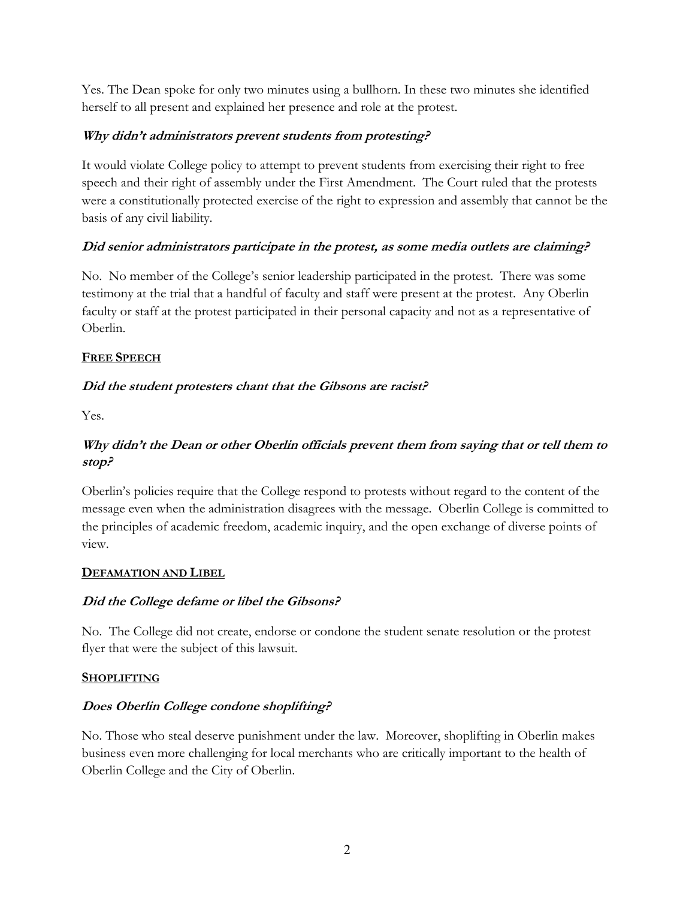Yes. The Dean spoke for only two minutes using a bullhorn. In these two minutes she identified herself to all present and explained her presence and role at the protest.

***Why didn't administrators prevent students from protesting?***

It would violate College policy to attempt to prevent students from exercising their right to free speech and their right of assembly under the First Amendment. The Court ruled that the protests were a constitutionally protected exercise of the right to expression and assembly that cannot be the basis of any civil liability.

***Did senior administrators participate in the protest, as some media outlets are claiming?***

No. No member of the College's senior leadership participated in the protest. There was some testimony at the trial that a handful of faculty and staff were present at the protest. Any Oberlin faculty or staff at the protest participated in their personal capacity and not as a representative of Oberlin.

## FREE SPEECH

***Did the student protesters chant that the Gibsons are racist?***

Yes.

***Why didn't the Dean or other Oberlin officials prevent them from saying that or tell them to stop?***

Oberlin's policies require that the College respond to protests without regard to the content of the message even when the administration disagrees with the message. Oberlin College is committed to the principles of academic freedom, academic inquiry, and the open exchange of diverse points of view.

## DEFAMATION AND LIBEL

***Did the College defame or libel the Gibsons?***

No. The College did not create, endorse or condone the student senate resolution or the protest flyer that were the subject of this lawsuit.

## SHOPLIFTING

***Does Oberlin College condone shoplifting?***

No. Those who steal deserve punishment under the law. Moreover, shoplifting in Oberlin makes business even more challenging for local merchants who are critically important to the health of Oberlin College and the City of Oberlin.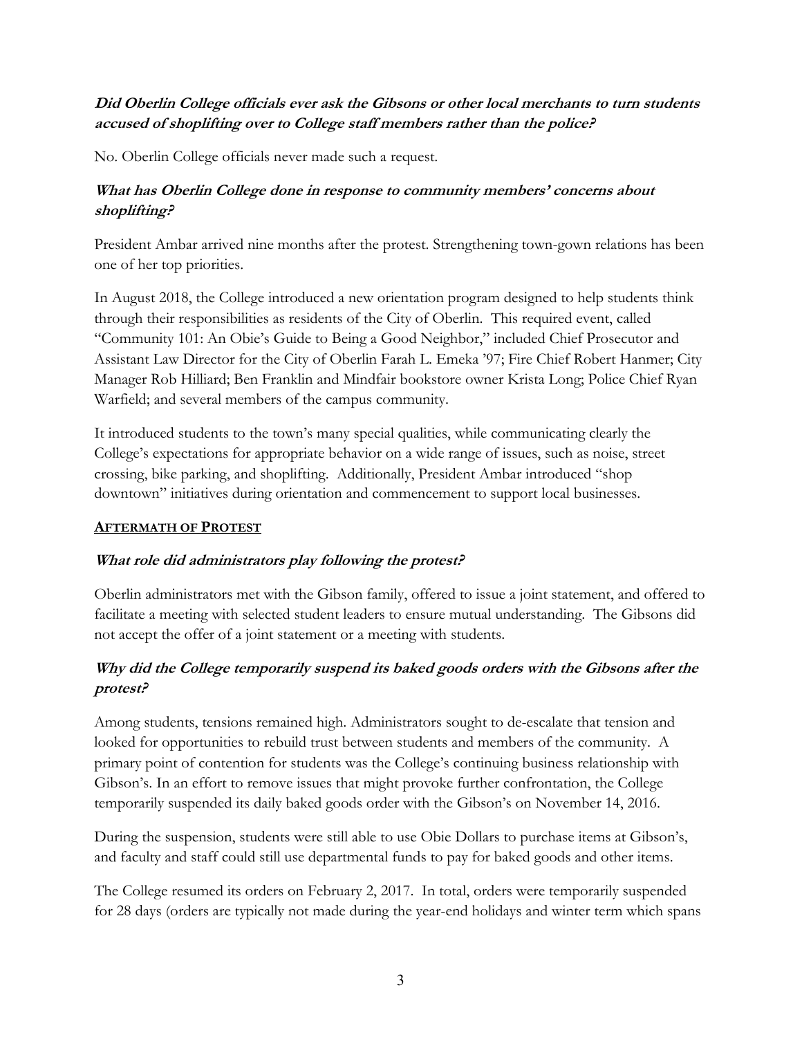### *Did Oberlin College officials ever ask the Gibsons or other local merchants to turn students accused of shoplifting over to College staff members rather than the police?*

No. Oberlin College officials never made such a request.

### *What has Oberlin College done in response to community members' concerns about shoplifting?*

President Ambar arrived nine months after the protest. Strengthening town-gown relations has been one of her top priorities.

In August 2018, the College introduced a new orientation program designed to help students think through their responsibilities as residents of the City of Oberlin. This required event, called "Community 101: An Obie's Guide to Being a Good Neighbor," included Chief Prosecutor and Assistant Law Director for the City of Oberlin Farah L. Emeka '97; Fire Chief Robert Hanmer; City Manager Rob Hilliard; Ben Franklin and Mindfair bookstore owner Krista Long; Police Chief Ryan Warfield; and several members of the campus community.

It introduced students to the town's many special qualities, while communicating clearly the College's expectations for appropriate behavior on a wide range of issues, such as noise, street crossing, bike parking, and shoplifting. Additionally, President Ambar introduced "shop downtown" initiatives during orientation and commencement to support local businesses.

## AFTERMATH OF PROTEST

### *What role did administrators play following the protest?*

Oberlin administrators met with the Gibson family, offered to issue a joint statement, and offered to facilitate a meeting with selected student leaders to ensure mutual understanding. The Gibsons did not accept the offer of a joint statement or a meeting with students.

### *Why did the College temporarily suspend its baked goods orders with the Gibsons after the protest?*

Among students, tensions remained high. Administrators sought to de-escalate that tension and looked for opportunities to rebuild trust between students and members of the community. A primary point of contention for students was the College's continuing business relationship with Gibson's. In an effort to remove issues that might provoke further confrontation, the College temporarily suspended its daily baked goods order with the Gibson's on November 14, 2016.

During the suspension, students were still able to use Obie Dollars to purchase items at Gibson's, and faculty and staff could still use departmental funds to pay for baked goods and other items.

The College resumed its orders on February 2, 2017. In total, orders were temporarily suspended for 28 days (orders are typically not made during the year-end holidays and winter term which spans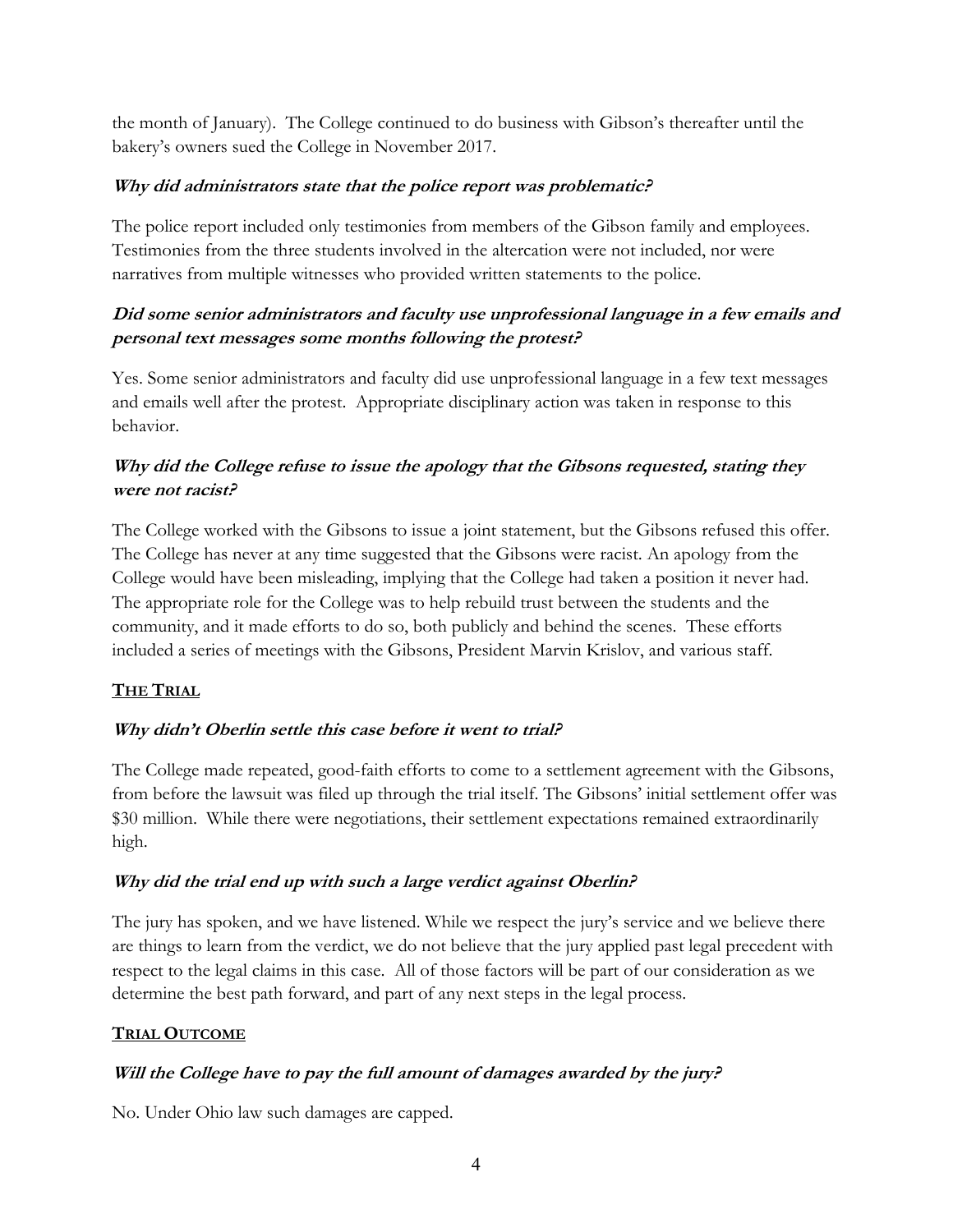the month of January). The College continued to do business with Gibson's thereafter until the bakery's owners sued the College in November 2017.

### *Why did administrators state that the police report was problematic?*

The police report included only testimonies from members of the Gibson family and employees. Testimonies from the three students involved in the altercation were not included, nor were narratives from multiple witnesses who provided written statements to the police.

### *Did some senior administrators and faculty use unprofessional language in a few emails and personal text messages some months following the protest?*

Yes. Some senior administrators and faculty did use unprofessional language in a few text messages and emails well after the protest. Appropriate disciplinary action was taken in response to this behavior.

### *Why did the College refuse to issue the apology that the Gibsons requested, stating they were not racist?*

The College worked with the Gibsons to issue a joint statement, but the Gibsons refused this offer. The College has never at any time suggested that the Gibsons were racist. An apology from the College would have been misleading, implying that the College had taken a position it never had. The appropriate role for the College was to help rebuild trust between the students and the community, and it made efforts to do so, both publicly and behind the scenes. These efforts included a series of meetings with the Gibsons, President Marvin Krislov, and various staff.

## THE TRIAL

### *Why didn't Oberlin settle this case before it went to trial?*

The College made repeated, good-faith efforts to come to a settlement agreement with the Gibsons, from before the lawsuit was filed up through the trial itself. The Gibsons' initial settlement offer was $30 million. While there were negotiations, their settlement expectations remained extraordinarily high.

### *Why did the trial end up with such a large verdict against Oberlin?*

The jury has spoken, and we have listened. While we respect the jury's service and we believe there are things to learn from the verdict, we do not believe that the jury applied past legal precedent with respect to the legal claims in this case. All of those factors will be part of our consideration as we determine the best path forward, and part of any next steps in the legal process.

## TRIAL OUTCOME

### *Will the College have to pay the full amount of damages awarded by the jury?*

No. Under Ohio law such damages are capped.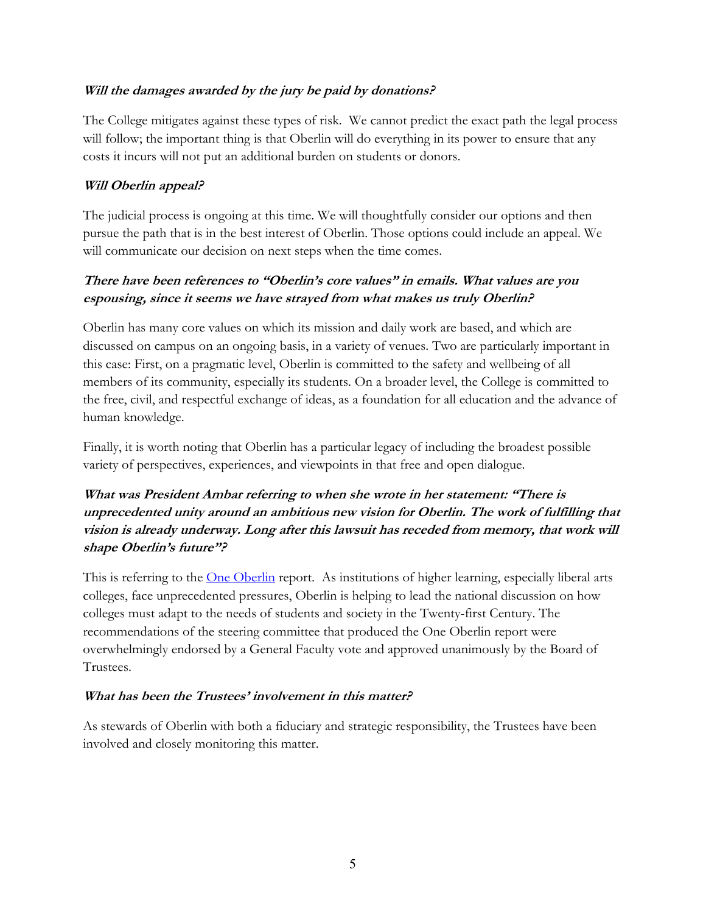***Will the damages awarded by the jury be paid by donations?***

The College mitigates against these types of risk. We cannot predict the exact path the legal process will follow; the important thing is that Oberlin will do everything in its power to ensure that any costs it incurs will not put an additional burden on students or donors.

***Will Oberlin appeal?***

The judicial process is ongoing at this time. We will thoughtfully consider our options and then pursue the path that is in the best interest of Oberlin. Those options could include an appeal. We will communicate our decision on next steps when the time comes.

***There have been references to "Oberlin's core values" in emails. What values are you espousing, since it seems we have strayed from what makes us truly Oberlin?***

Oberlin has many core values on which its mission and daily work are based, and which are discussed on campus on an ongoing basis, in a variety of venues. Two are particularly important in this case: First, on a pragmatic level, Oberlin is committed to the safety and wellbeing of all members of its community, especially its students. On a broader level, the College is committed to the free, civil, and respectful exchange of ideas, as a foundation for all education and the advance of human knowledge.

Finally, it is worth noting that Oberlin has a particular legacy of including the broadest possible variety of perspectives, experiences, and viewpoints in that free and open dialogue.

***What was President Ambar referring to when she wrote in her statement: "There is unprecedented unity around an ambitious new vision for Oberlin. The work of fulfilling that vision is already underway. Long after this lawsuit has receded from memory, that work will shape Oberlin's future"?***

This is referring to the [One Oberlin] report. As institutions of higher learning, especially liberal arts colleges, face unprecedented pressures, Oberlin is helping to lead the national discussion on how colleges must adapt to the needs of students and society in the Twenty-first Century. The recommendations of the steering committee that produced the One Oberlin report were overwhelmingly endorsed by a General Faculty vote and approved unanimously by the Board of Trustees.

***What has been the Trustees' involvement in this matter?***

As stewards of Oberlin with both a fiduciary and strategic responsibility, the Trustees have been involved and closely monitoring this matter.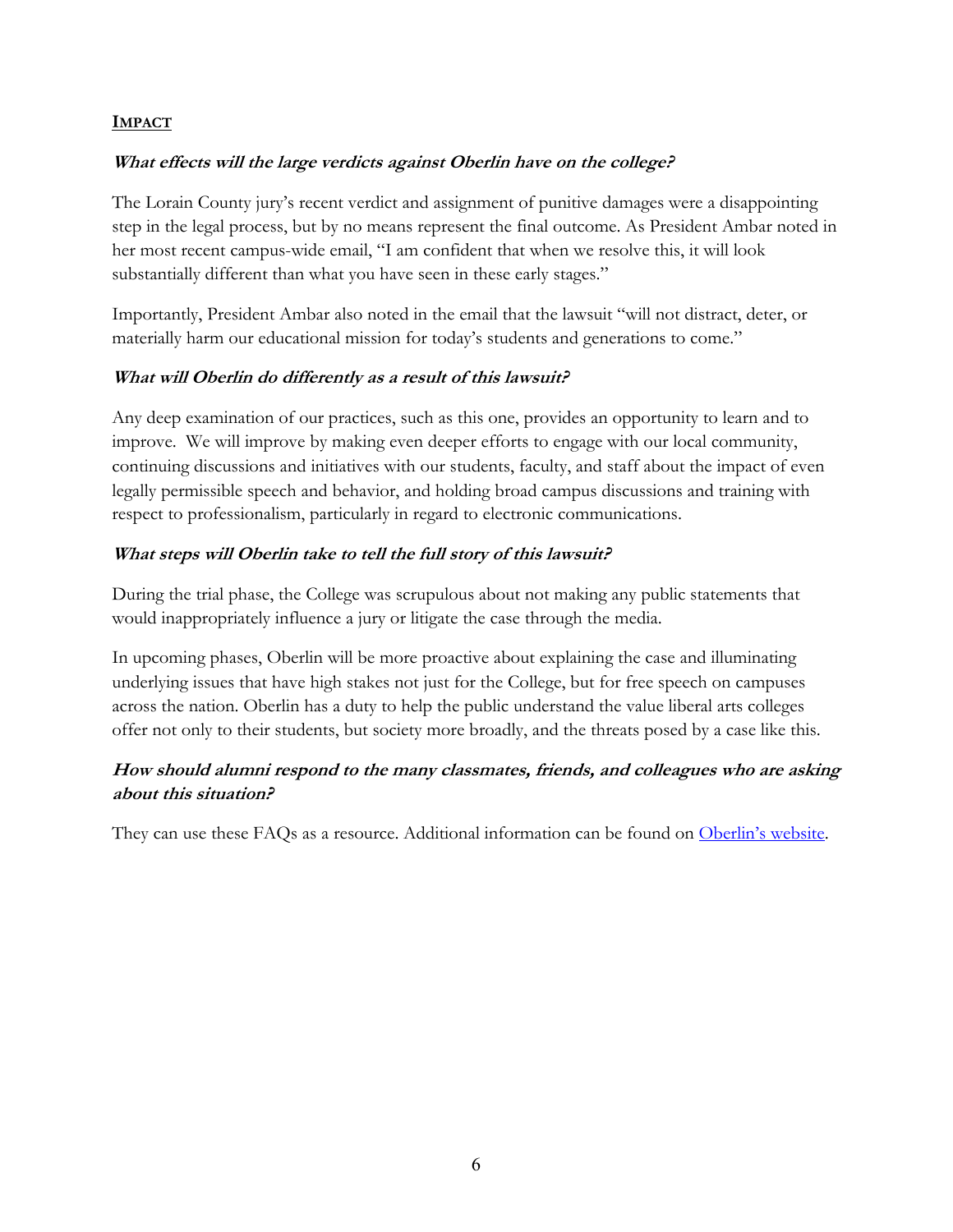## **Impact**

***What effects will the large verdicts against Oberlin have on the college?***

The Lorain County jury's recent verdict and assignment of punitive damages were a disappointing step in the legal process, but by no means represent the final outcome. As President Ambar noted in her most recent campus-wide email, "I am confident that when we resolve this, it will look substantially different than what you have seen in these early stages."

Importantly, President Ambar also noted in the email that the lawsuit "will not distract, deter, or materially harm our educational mission for today's students and generations to come."

***What will Oberlin do differently as a result of this lawsuit?***

Any deep examination of our practices, such as this one, provides an opportunity to learn and to improve. We will improve by making even deeper efforts to engage with our local community, continuing discussions and initiatives with our students, faculty, and staff about the impact of even legally permissible speech and behavior, and holding broad campus discussions and training with respect to professionalism, particularly in regard to electronic communications.

***What steps will Oberlin take to tell the full story of this lawsuit?***

During the trial phase, the College was scrupulous about not making any public statements that would inappropriately influence a jury or litigate the case through the media.

In upcoming phases, Oberlin will be more proactive about explaining the case and illuminating underlying issues that have high stakes not just for the College, but for free speech on campuses across the nation. Oberlin has a duty to help the public understand the value liberal arts colleges offer not only to their students, but society more broadly, and the threats posed by a case like this.

***How should alumni respond to the many classmates, friends, and colleagues who are asking about this situation?***

They can use these FAQs as a resource. Additional information can be found on Oberlin's website.